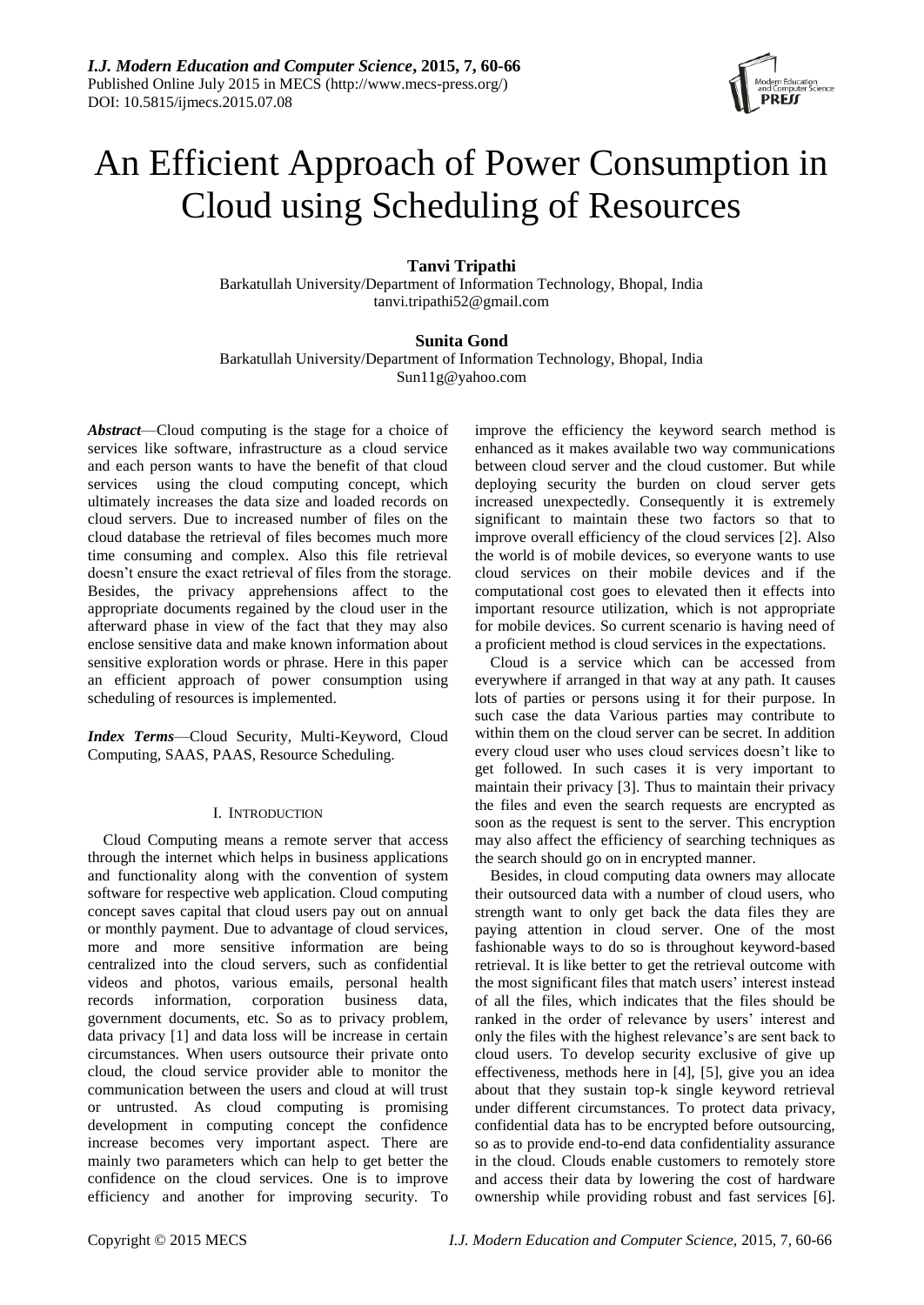# An Efficient Approach of Power Consumption in Cloud using Scheduling of Resources

**Tanvi Tripathi**

Barkatullah University/Department of Information Technology, Bhopal, India
tanvi.tripathi52@gmail.com

**Sunita Gond**

Barkatullah University/Department of Information Technology, Bhopal, India
Sun11g@yahoo.com

***Abstract***—Cloud computing is the stage for a choice of services like software, infrastructure as a cloud service and each person wants to have the benefit of that cloud services using the cloud computing concept, which ultimately increases the data size and loaded records on cloud servers. Due to increased number of files on the cloud database the retrieval of files becomes much more time consuming and complex. Also this file retrieval doesn't ensure the exact retrieval of files from the storage. Besides, the privacy apprehensions affect to the appropriate documents regained by the cloud user in the afterward phase in view of the fact that they may also enclose sensitive data and make known information about sensitive exploration words or phrase. Here in this paper an efficient approach of power consumption using scheduling of resources is implemented.

***Index Terms***—Cloud Security, Multi-Keyword, Cloud Computing, SAAS, PAAS, Resource Scheduling.

## I. Introduction

Cloud Computing means a remote server that access through the internet which helps in business applications and functionality along with the convention of system software for respective web application. Cloud computing concept saves capital that cloud users pay out on annual or monthly payment. Due to advantage of cloud services, more and more sensitive information are being centralized into the cloud servers, such as confidential videos and photos, various emails, personal health records information, corporation business data, government documents, etc. So as to privacy problem, data privacy [1] and data loss will be increase in certain circumstances. When users outsource their private onto cloud, the cloud service provider able to monitor the communication between the users and cloud at will trust or untrusted. As cloud computing is promising development in computing concept the confidence increase becomes very important aspect. There are mainly two parameters which can help to get better the confidence on the cloud services. One is to improve efficiency and another for improving security. To improve the efficiency the keyword search method is enhanced as it makes available two way communications between cloud server and the cloud customer. But while deploying security the burden on cloud server gets increased unexpectedly. Consequently it is extremely significant to maintain these two factors so that to improve overall efficiency of the cloud services [2]. Also the world is of mobile devices, so everyone wants to use cloud services on their mobile devices and if the computational cost goes to elevated then it effects into important resource utilization, which is not appropriate for mobile devices. So current scenario is having need of a proficient method is cloud services in the expectations.

Cloud is a service which can be accessed from everywhere if arranged in that way at any path. It causes lots of parties or persons using it for their purpose. In such case the data Various parties may contribute to within them on the cloud server can be secret. In addition every cloud user who uses cloud services doesn't like to get followed. In such cases it is very important to maintain their privacy [3]. Thus to maintain their privacy the files and even the search requests are encrypted as soon as the request is sent to the server. This encryption may also affect the efficiency of searching techniques as the search should go on in encrypted manner.

Besides, in cloud computing data owners may allocate their outsourced data with a number of cloud users, who strength want to only get back the data files they are paying attention in cloud server. One of the most fashionable ways to do so is throughout keyword-based retrieval. It is like better to get the retrieval outcome with the most significant files that match users' interest instead of all the files, which indicates that the files should be ranked in the order of relevance by users' interest and only the files with the highest relevance's are sent back to cloud users. To develop security exclusive of give up effectiveness, methods here in [4], [5], give you an idea about that they sustain top-k single keyword retrieval under different circumstances. To protect data privacy, confidential data has to be encrypted before outsourcing, so as to provide end-to-end data confidentiality assurance in the cloud. Clouds enable customers to remotely store and access their data by lowering the cost of hardware ownership while providing robust and fast services [6].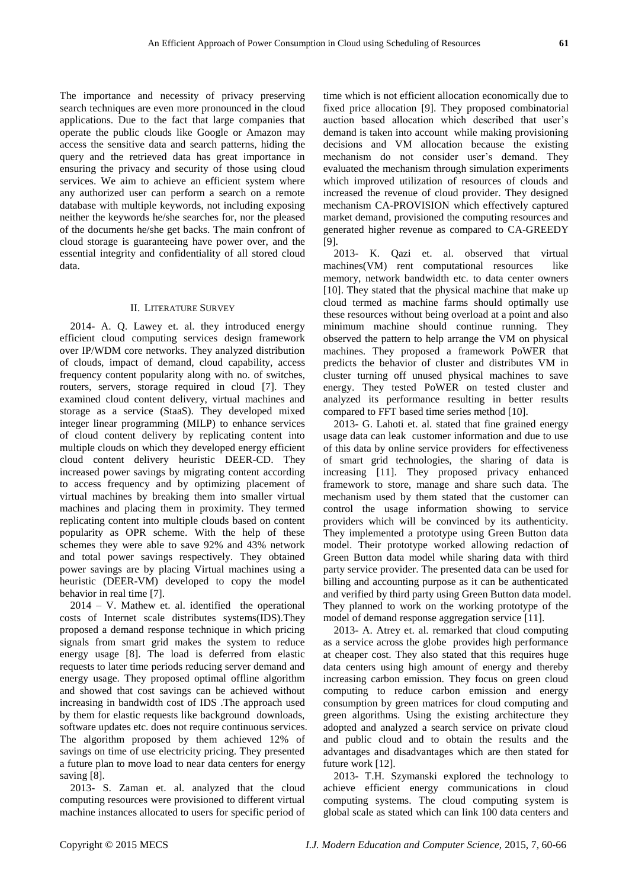The importance and necessity of privacy preserving search techniques are even more pronounced in the cloud applications. Due to the fact that large companies that operate the public clouds like Google or Amazon may access the sensitive data and search patterns, hiding the query and the retrieved data has great importance in ensuring the privacy and security of those using cloud services. We aim to achieve an efficient system where any authorized user can perform a search on a remote database with multiple keywords, not including exposing neither the keywords he/she searches for, nor the pleased of the documents he/she get backs. The main confront of cloud storage is guaranteeing have power over, and the essential integrity and confidentiality of all stored cloud data.

## II. Literature Survey

2014- A. Q. Lawey et. al. they introduced energy efficient cloud computing services design framework over IP/WDM core networks. They analyzed distribution of clouds, impact of demand, cloud capability, access frequency content popularity along with no. of switches, routers, servers, storage required in cloud [7]. They examined cloud content delivery, virtual machines and storage as a service (StaaS). They developed mixed integer linear programming (MILP) to enhance services of cloud content delivery by replicating content into multiple clouds on which they developed energy efficient cloud content delivery heuristic DEER-CD. They increased power savings by migrating content according to access frequency and by optimizing placement of virtual machines by breaking them into smaller virtual machines and placing them in proximity. They termed replicating content into multiple clouds based on content popularity as OPR scheme. With the help of these schemes they were able to save 92% and 43% network and total power savings respectively. They obtained power savings are by placing Virtual machines using a heuristic (DEER-VM) developed to copy the model behavior in real time [7].

2014 – V. Mathew et. al. identified the operational costs of Internet scale distributes systems(IDS).They proposed a demand response technique in which pricing signals from smart grid makes the system to reduce energy usage [8]. The load is deferred from elastic requests to later time periods reducing server demand and energy usage. They proposed optimal offline algorithm and showed that cost savings can be achieved without increasing in bandwidth cost of IDS .The approach used by them for elastic requests like background downloads, software updates etc. does not require continuous services. The algorithm proposed by them achieved 12% of savings on time of use electricity pricing. They presented a future plan to move load to near data centers for energy saving [8].

2013- S. Zaman et. al. analyzed that the cloud computing resources were provisioned to different virtual machine instances allocated to users for specific period of time which is not efficient allocation economically due to fixed price allocation [9]. They proposed combinatorial auction based allocation which described that user's demand is taken into account while making provisioning decisions and VM allocation because the existing mechanism do not consider user's demand. They evaluated the mechanism through simulation experiments which improved utilization of resources of clouds and increased the revenue of cloud provider. They designed mechanism CA-PROVISION which effectively captured market demand, provisioned the computing resources and generated higher revenue as compared to CA-GREEDY [9].

2013- K. Qazi et. al. observed that virtual machines(VM) rent computational resources like memory, network bandwidth etc. to data center owners [10]. They stated that the physical machine that make up cloud termed as machine farms should optimally use these resources without being overload at a point and also minimum machine should continue running. They observed the pattern to help arrange the VM on physical machines. They proposed a framework PoWER that predicts the behavior of cluster and distributes VM in cluster turning off unused physical machines to save energy. They tested PoWER on tested cluster and analyzed its performance resulting in better results compared to FFT based time series method [10].

2013- G. Lahoti et. al. stated that fine grained energy usage data can leak customer information and due to use of this data by online service providers for effectiveness of smart grid technologies, the sharing of data is increasing [11]. They proposed privacy enhanced framework to store, manage and share such data. The mechanism used by them stated that the customer can control the usage information showing to service providers which will be convinced by its authenticity. They implemented a prototype using Green Button data model. Their prototype worked allowing redaction of Green Button data model while sharing data with third party service provider. The presented data can be used for billing and accounting purpose as it can be authenticated and verified by third party using Green Button data model. They planned to work on the working prototype of the model of demand response aggregation service [11].

2013- A. Atrey et. al. remarked that cloud computing as a service across the globe provides high performance at cheaper cost. They also stated that this requires huge data centers using high amount of energy and thereby increasing carbon emission. They focus on green cloud computing to reduce carbon emission and energy consumption by green matrices for cloud computing and green algorithms. Using the existing architecture they adopted and analyzed a search service on private cloud and public cloud and to obtain the results and the advantages and disadvantages which are then stated for future work [12].

2013- T.H. Szymanski explored the technology to achieve efficient energy communications in cloud computing systems. The cloud computing system is global scale as stated which can link 100 data centers and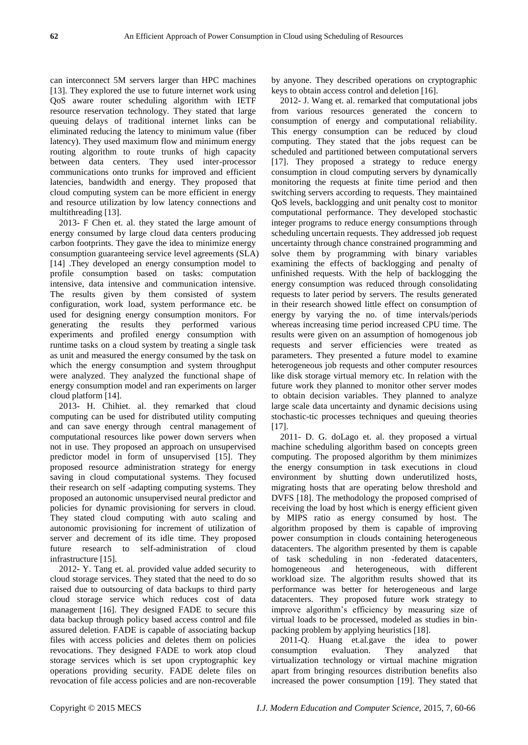can interconnect 5M servers larger than HPC machines [13]. They explored the use to future internet work using QoS aware router scheduling algorithm with IETF resource reservation technology. They stated that large queuing delays of traditional internet links can be eliminated reducing the latency to minimum value (fiber latency). They used maximum flow and minimum energy routing algorithm to route trunks of high capacity between data centers. They used inter-processor communications onto trunks for improved and efficient latencies, bandwidth and energy. They proposed that cloud computing system can be more efficient in energy and resource utilization by low latency connections and multithreading [13].

2013- F Chen et. al. they stated the large amount of energy consumed by large cloud data centers producing carbon footprints. They gave the idea to minimize energy consumption guaranteeing service level agreements (SLA) [14] .They developed an energy consumption model to profile consumption based on tasks: computation intensive, data intensive and communication intensive. The results given by them consisted of system configuration, work load, system performance etc. be used for designing energy consumption monitors. For generating the results they performed various experiments and profiled energy consumption with runtime tasks on a cloud system by treating a single task as unit and measured the energy consumed by the task on which the energy consumption and system throughput were analyzed. They analyzed the functional shape of energy consumption model and ran experiments on larger cloud platform [14].

2013- H. Chihiet. al. they remarked that cloud computing can be used for distributed utility computing and can save energy through central management of computational resources like power down servers when not in use. They proposed an approach on unsupervised predictor model in form of unsupervised [15]. They proposed resource administration strategy for energy saving in cloud computational systems. They focused their research on self -adapting computing systems. They proposed an autonomic unsupervised neural predictor and policies for dynamic provisioning for servers in cloud. They stated cloud computing with auto scaling and autonomic provisioning for increment of utilization of server and decrement of its idle time. They proposed future research to self-administration of cloud infrastructure [15].

2012- Y. Tang et. al. provided value added security to cloud storage services. They stated that the need to do so raised due to outsourcing of data backups to third party cloud storage service which reduces cost of data management [16]. They designed FADE to secure this data backup through policy based access control and file assured deletion. FADE is capable of associating backup files with access policies and deletes them on policies revocations. They designed FADE to work atop cloud storage services which is set upon cryptographic key operations providing security. FADE delete files on revocation of file access policies and are non-recoverable by anyone. They described operations on cryptographic keys to obtain access control and deletion [16].

2012- J. Wang et. al. remarked that computational jobs from various resources generated the concern to consumption of energy and computational reliability. This energy consumption can be reduced by cloud computing. They stated that the jobs request can be scheduled and partitioned between computational servers [17]. They proposed a strategy to reduce energy consumption in cloud computing servers by dynamically monitoring the requests at finite time period and then switching servers according to requests. They maintained QoS levels, backlogging and unit penalty cost to monitor computational performance. They developed stochastic integer programs to reduce energy consumptions through scheduling uncertain requests. They addressed job request uncertainty through chance constrained programming and solve them by programming with binary variables examining the effects of backlogging and penalty of unfinished requests. With the help of backlogging the energy consumption was reduced through consolidating requests to later period by servers. The results generated in their research showed little effect on consumption of energy by varying the no. of time intervals/periods whereas increasing time period increased CPU time. The results were given on an assumption of homogenous job requests and server efficiencies were treated as parameters. They presented a future model to examine heterogeneous job requests and other computer resources like disk storage virtual memory etc. In relation with the future work they planned to monitor other server modes to obtain decision variables. They planned to analyze large scale data uncertainty and dynamic decisions using stochastic-tic processes techniques and queuing theories [17].

2011- D. G. doLago et. al. they proposed a virtual machine scheduling algorithm based on concepts green computing. The proposed algorithm by them minimizes the energy consumption in task executions in cloud environment by shutting down underutilized hosts, migrating hosts that are operating below threshold and DVFS [18]. The methodology the proposed comprised of receiving the load by host which is energy efficient given by MIPS ratio as energy consumed by host. The algorithm proposed by them is capable of improving power consumption in clouds containing heterogeneous datacenters. The algorithm presented by them is capable of task scheduling in non -federated datacenters, homogeneous and heterogeneous, with different workload size. The algorithm results showed that its performance was better for heterogeneous and large datacenters. They proposed future work strategy to improve algorithm's efficiency by measuring size of virtual loads to be processed, modeled as studies in bin-packing problem by applying heuristics [18].

2011-Q. Huang et.al.gave the idea to power consumption evaluation. They analyzed that virtualization technology or virtual machine migration apart from bringing resources distribution benefits also increased the power consumption [19]. They stated that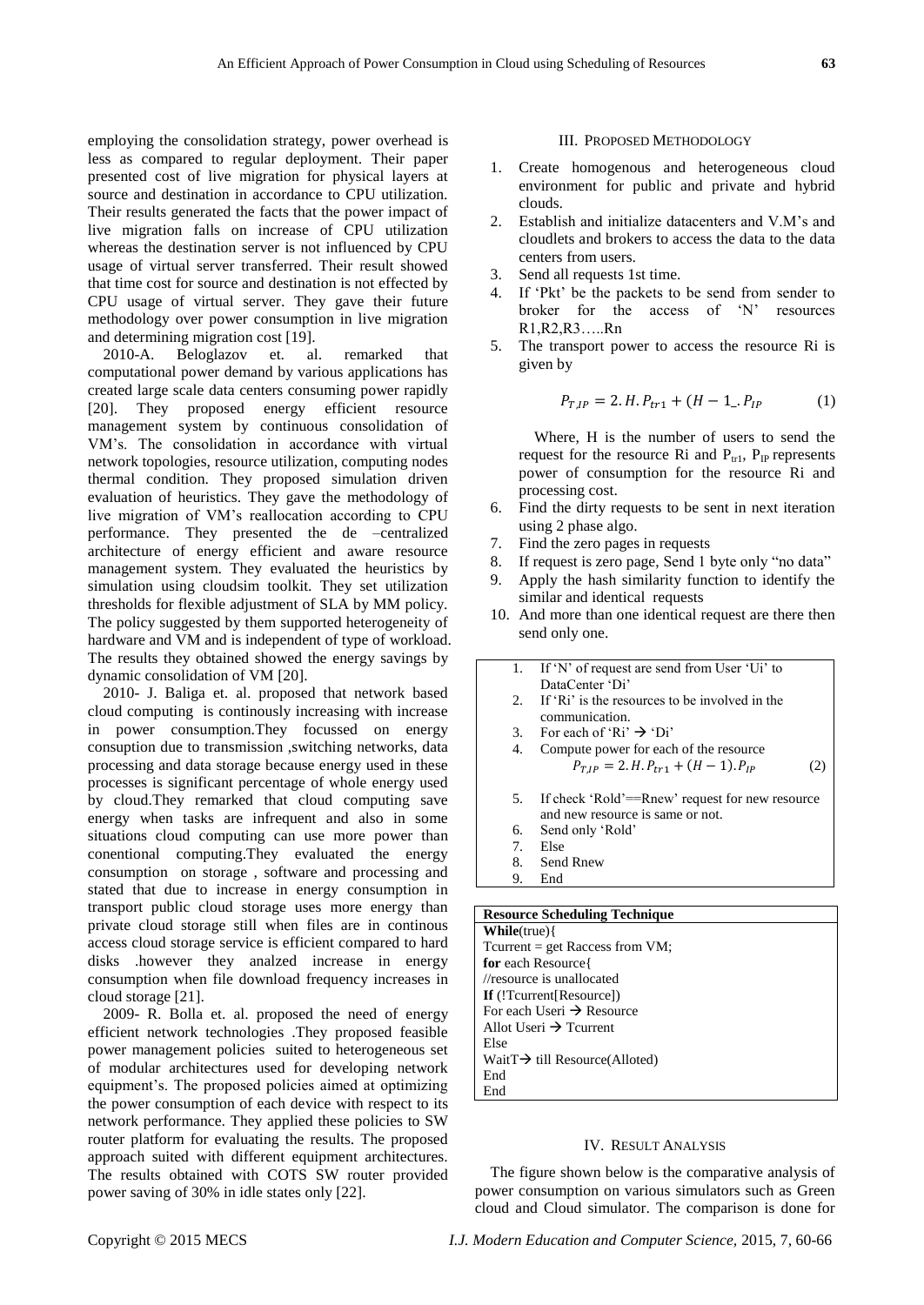employing the consolidation strategy, power overhead is less as compared to regular deployment. Their paper presented cost of live migration for physical layers at source and destination in accordance to CPU utilization. Their results generated the facts that the power impact of live migration falls on increase of CPU utilization whereas the destination server is not influenced by CPU usage of virtual server transferred. Their result showed that time cost for source and destination is not effected by CPU usage of virtual server. They gave their future methodology over power consumption in live migration and determining migration cost [19].

2010-A. Beloglazov et. al. remarked that computational power demand by various applications has created large scale data centers consuming power rapidly [20]. They proposed energy efficient resource management system by continuous consolidation of VM's. The consolidation in accordance with virtual network topologies, resource utilization, computing nodes thermal condition. They proposed simulation driven evaluation of heuristics. They gave the methodology of live migration of VM's reallocation according to CPU performance. They presented the de –centralized architecture of energy efficient and aware resource management system. They evaluated the heuristics by simulation using cloudsim toolkit. They set utilization thresholds for flexible adjustment of SLA by MM policy. The policy suggested by them supported heterogeneity of hardware and VM and is independent of type of workload. The results they obtained showed the energy savings by dynamic consolidation of VM [20].

2010- J. Baliga et. al. proposed that network based cloud computing is continously increasing with increase in power consumption.They focussed on energy consuption due to transmission ,switching networks, data processing and data storage because energy used in these processes is significant percentage of whole energy used by cloud.They remarked that cloud computing save energy when tasks are infrequent and also in some situations cloud computing can use more power than conentional computing.They evaluated the energy consumption on storage , software and processing and stated that due to increase in energy consumption in transport public cloud storage uses more energy than private cloud storage still when files are in continous access cloud storage service is efficient compared to hard disks .however they analzed increase in energy consumption when file download frequency increases in cloud storage [21].

2009- R. Bolla et. al. proposed the need of energy efficient network technologies .They proposed feasible power management policies suited to heterogeneous set of modular architectures used for developing network equipment's. The proposed policies aimed at optimizing the power consumption of each device with respect to its network performance. They applied these policies to SW router platform for evaluating the results. The proposed approach suited with different equipment architectures. The results obtained with COTS SW router provided power saving of 30% in idle states only [22].

## III. Proposed Methodology

1. Create homogenous and heterogeneous cloud environment for public and private and hybrid clouds.
2. Establish and initialize datacenters and V.M's and cloudlets and brokers to access the data to the data centers from users.
3. Send all requests 1st time.
4. If 'Pkt' be the packets to be send from sender to broker for the access of 'N' resources R1,R2,R3…..Rn
5. The transport power to access the resource Ri is given by

$$P_{T,IP} = 2.H.P_{tr1} + (H - 1\_.P_{IP} \qquad (1)$$

Where, H is the number of users to send the request for the resource Ri and $P_{tr1}$, $P_{IP}$ represents power of consumption for the resource Ri and processing cost.

6. Find the dirty requests to be sent in next iteration using 2 phase algo.
7. Find the zero pages in requests
8. If request is zero page, Send 1 byte only "no data"
9. Apply the hash similarity function to identify the similar and identical requests
10. And more than one identical request are there then send only one.

```
1. If 'N' of request are send from User 'Ui' to DataCenter 'Di'
2. If 'Ri' is the resources to be involved in the communication.
3. For each of 'Ri' → 'Di'
4. Compute power for each of the resource
       P_{T,IP} = 2.H.P_{tr1} + (H − 1).P_{IP}        (2)
5. If check 'Rold'==Rnew' request for new resource and new resource is same or not.
6. Send only 'Rold'
7. Else
8. Send Rnew
9. End
```

**Resource Scheduling Technique**

```
While(true){
Tcurrent = get Raccess from VM;
for each Resource{
//resource is unallocated
If (!Tcurrent[Resource])
For each Useri → Resource
Allot Useri → Tcurrent
Else
WaitT→ till Resource(Alloted)
End
End
```

## IV. Result Analysis

The figure shown below is the comparative analysis of power consumption on various simulators such as Green cloud and Cloud simulator. The comparison is done for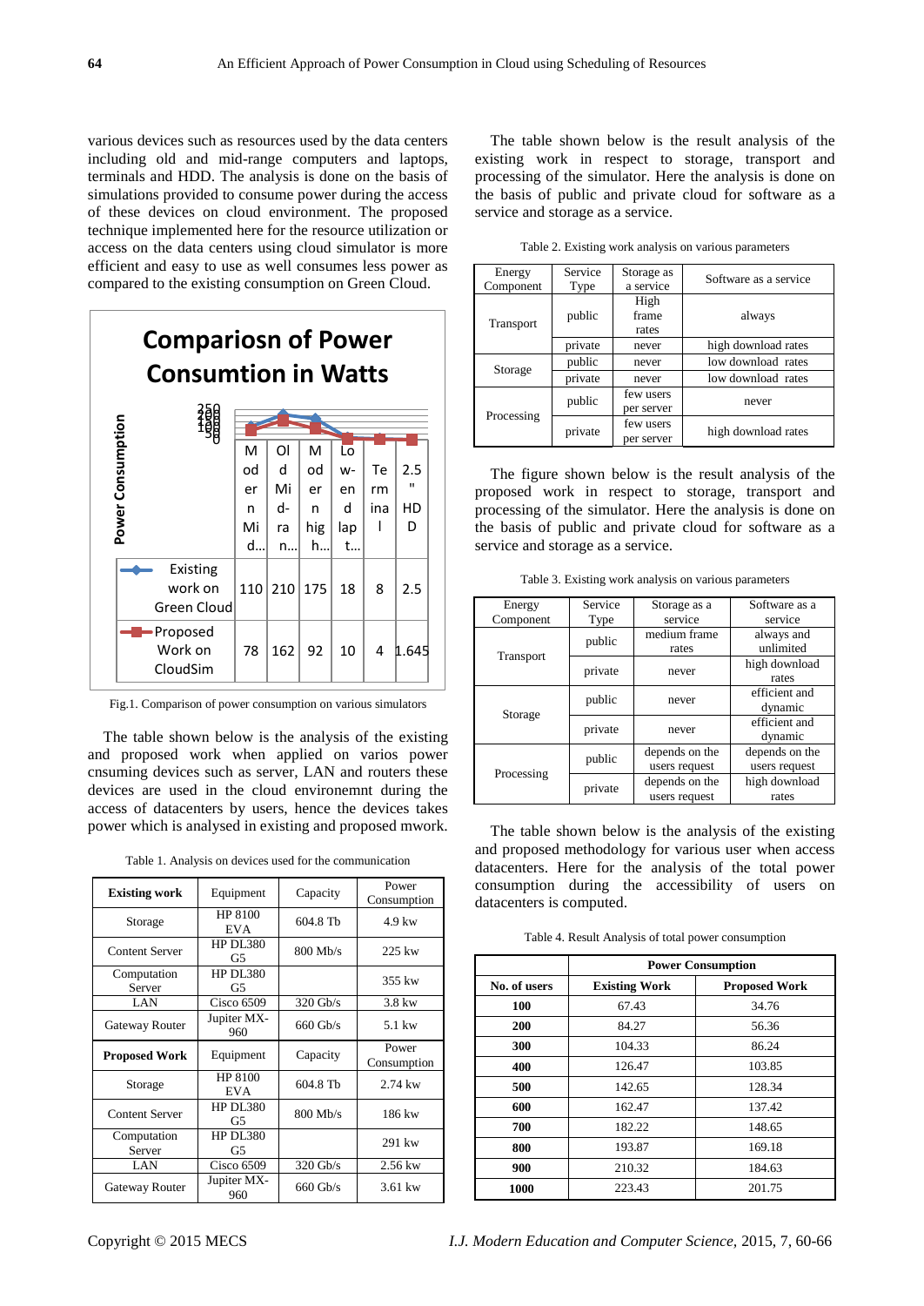various devices such as resources used by the data centers including old and mid-range computers and laptops, terminals and HDD. The analysis is done on the basis of simulations provided to consume power during the access of these devices on cloud environment. The proposed technique implemented here for the resource utilization or access on the data centers using cloud simulator is more efficient and easy to use as well consumes less power as compared to the existing consumption on Green Cloud.

**Compariosn of Power Consumtion in Watts**

| | Modern Mid... | Old Mid-ran... | Modern high... | Low-end lapt... | Terminal | 2.5" HDD |
|---|---|---|---|---|---|---|
| Existing work on Green Cloud | 110 | 210 | 175 | 18 | 8 | 2.5 |
| Proposed Work on CloudSim | 78 | 162 | 92 | 10 | 4 | 1.645 |

Fig.1. Comparison of power consumption on various simulators

The table shown below is the analysis of the existing and proposed work when applied on varios power cnsuming devices such as server, LAN and routers these devices are used in the cloud environemnt during the access of datacenters by users, hence the devices takes power which is analysed in existing and proposed mwork.

Table 1. Analysis on devices used for the communication

| **Existing work** | Equipment | Capacity | Power Consumption |
|---|---|---|---|
| Storage | HP 8100 EVA | 604.8 Tb | 4.9 kw |
| Content Server | HP DL380 G5 | 800 Mb/s | 225 kw |
| Computation Server | HP DL380 G5 | | 355 kw |
| LAN | Cisco 6509 | 320 Gb/s | 3.8 kw |
| Gateway Router | Jupiter MX-960 | 660 Gb/s | 5.1 kw |
| **Proposed Work** | Equipment | Capacity | Power Consumption |
| Storage | HP 8100 EVA | 604.8 Tb | 2.74 kw |
| Content Server | HP DL380 G5 | 800 Mb/s | 186 kw |
| Computation Server | HP DL380 G5 | | 291 kw |
| LAN | Cisco 6509 | 320 Gb/s | 2.56 kw |
| Gateway Router | Jupiter MX-960 | 660 Gb/s | 3.61 kw |

The table shown below is the result analysis of the existing work in respect to storage, transport and processing of the simulator. Here the analysis is done on the basis of public and private cloud for software as a service and storage as a service.

Table 2. Existing work analysis on various parameters

| Energy Component | Service Type | Storage as a service | Software as a service |
|---|---|---|---|
| Transport | public | High frame rates | always |
| | private | never | high download rates |
| Storage | public | never | low download rates |
| | private | never | low download rates |
| Processing | public | few users per server | never |
| | private | few users per server | high download rates |

The figure shown below is the result analysis of the proposed work in respect to storage, transport and processing of the simulator. Here the analysis is done on the basis of public and private cloud for software as a service and storage as a service.

Table 3. Existing work analysis on various parameters

| Energy Component | Service Type | Storage as a service | Software as a service |
|---|---|---|---|
| Transport | public | medium frame rates | always and unlimited |
| | private | never | high download rates |
| Storage | public | never | efficient and dynamic |
| | private | never | efficient and dynamic |
| Processing | public | depends on the users request | depends on the users request |
| | private | depends on the users request | high download rates |

The table shown below is the analysis of the existing and proposed methodology for various user when access datacenters. Here for the analysis of the total power consumption during the accessibility of users on datacenters is computed.

Table 4. Result Analysis of total power consumption

| | **Power Consumption** | |
|---|---|---|
| **No. of users** | **Existing Work** | **Proposed Work** |
| **100** | 67.43 | 34.76 |
| **200** | 84.27 | 56.36 |
| **300** | 104.33 | 86.24 |
| **400** | 126.47 | 103.85 |
| **500** | 142.65 | 128.34 |
| **600** | 162.47 | 137.42 |
| **700** | 182.22 | 148.65 |
| **800** | 193.87 | 169.18 |
| **900** | 210.32 | 184.63 |
| **1000** | 223.43 | 201.75 |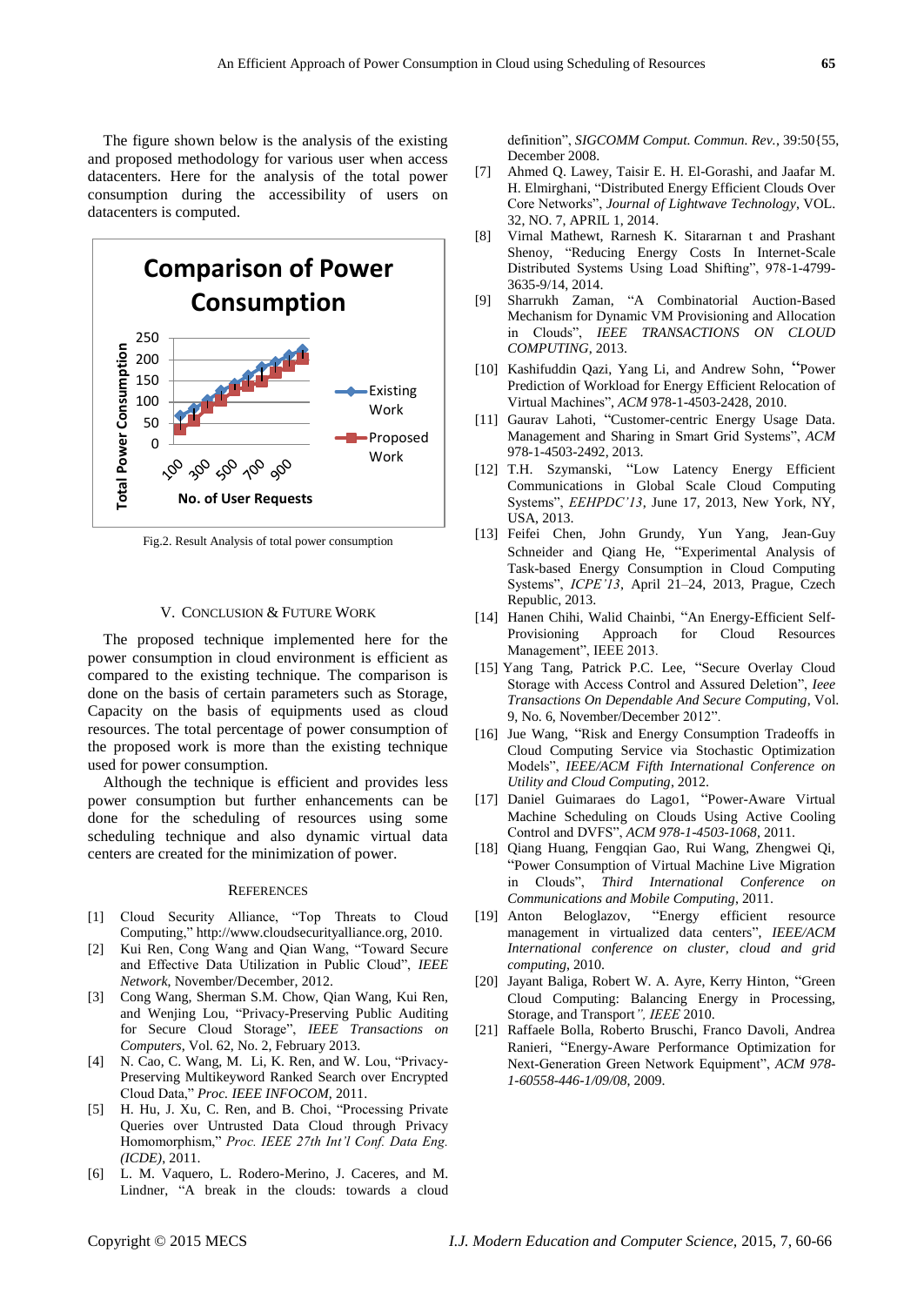The figure shown below is the analysis of the existing and proposed methodology for various user when access datacenters. Here for the analysis of the total power consumption during the accessibility of users on datacenters is computed.

Fig.2. Result Analysis of total power consumption

## V. CONCLUSION & FUTURE WORK

The proposed technique implemented here for the power consumption in cloud environment is efficient as compared to the existing technique. The comparison is done on the basis of certain parameters such as Storage, Capacity on the basis of equipments used as cloud resources. The total percentage of power consumption of the proposed work is more than the existing technique used for power consumption.

Although the technique is efficient and provides less power consumption but further enhancements can be done for the scheduling of resources using some scheduling technique and also dynamic virtual data centers are created for the minimization of power.

## REFERENCES

[1] Cloud Security Alliance, "Top Threats to Cloud Computing," http://www.cloudsecurityalliance.org, 2010.

[2] Kui Ren, Cong Wang and Qian Wang, "Toward Secure and Effective Data Utilization in Public Cloud", *IEEE Network*, November/December, 2012.

[3] Cong Wang, Sherman S.M. Chow, Qian Wang, Kui Ren, and Wenjing Lou, "Privacy-Preserving Public Auditing for Secure Cloud Storage", *IEEE Transactions on Computers*, Vol. 62, No. 2, February 2013.

[4] N. Cao, C. Wang, M. Li, K. Ren, and W. Lou, "Privacy-Preserving Multikeyword Ranked Search over Encrypted Cloud Data," *Proc. IEEE INFOCOM*, 2011.

[5] H. Hu, J. Xu, C. Ren, and B. Choi, "Processing Private Queries over Untrusted Data Cloud through Privacy Homomorphism," *Proc. IEEE 27th Int'l Conf. Data Eng. (ICDE)*, 2011.

[6] L. M. Vaquero, L. Rodero-Merino, J. Caceres, and M. Lindner, "A break in the clouds: towards a cloud definition", *SIGCOMM Comput. Commun. Rev.*, 39:50{55, December 2008.

[7] Ahmed Q. Lawey, Taisir E. H. El-Gorashi, and Jaafar M. H. Elmirghani, "Distributed Energy Efficient Clouds Over Core Networks", *Journal of Lightwave Technology*, VOL. 32, NO. 7, APRIL 1, 2014.

[8] Virnal Mathewt, Rarnesh K. Sitararnan t and Prashant Shenoy, "Reducing Energy Costs In Internet-Scale Distributed Systems Using Load Shifting", 978-1-4799-3635-9/14, 2014.

[9] Sharrukh Zaman, "A Combinatorial Auction-Based Mechanism for Dynamic VM Provisioning and Allocation in Clouds", *IEEE TRANSACTIONS ON CLOUD COMPUTING*, 2013.

[10] Kashifuddin Qazi, Yang Li, and Andrew Sohn, "Power Prediction of Workload for Energy Efficient Relocation of Virtual Machines", *ACM* 978-1-4503-2428, 2010.

[11] Gaurav Lahoti, "Customer-centric Energy Usage Data. Management and Sharing in Smart Grid Systems", *ACM* 978-1-4503-2492, 2013.

[12] T.H. Szymanski, "Low Latency Energy Efficient Communications in Global Scale Cloud Computing Systems", *EEHPDC'13*, June 17, 2013, New York, NY, USA, 2013.

[13] Feifei Chen, John Grundy, Yun Yang, Jean-Guy Schneider and Qiang He, "Experimental Analysis of Task-based Energy Consumption in Cloud Computing Systems", *ICPE'13*, April 21–24, 2013, Prague, Czech Republic, 2013.

[14] Hanen Chihi, Walid Chainbi, "An Energy-Efficient Self-Provisioning Approach for Cloud Resources Management", IEEE 2013.

[15] Yang Tang, Patrick P.C. Lee, "Secure Overlay Cloud Storage with Access Control and Assured Deletion", *Ieee Transactions On Dependable And Secure Computing*, Vol. 9, No. 6, November/December 2012".

[16] Jue Wang, "Risk and Energy Consumption Tradeoffs in Cloud Computing Service via Stochastic Optimization Models", *IEEE/ACM Fifth International Conference on Utility and Cloud Computing*, 2012.

[17] Daniel Guimaraes do Lago1, "Power-Aware Virtual Machine Scheduling on Clouds Using Active Cooling Control and DVFS", *ACM 978-1-4503-1068*, 2011.

[18] Qiang Huang, Fengqian Gao, Rui Wang, Zhengwei Qi, "Power Consumption of Virtual Machine Live Migration in Clouds", *Third International Conference on Communications and Mobile Computing*, 2011.

[19] Anton Beloglazov, "Energy efficient resource management in virtualized data centers", *IEEE/ACM International conference on cluster, cloud and grid computing*, 2010.

[20] Jayant Baliga, Robert W. A. Ayre, Kerry Hinton, "Green Cloud Computing: Balancing Energy in Processing, Storage, and Transport", *IEEE* 2010.

[21] Raffaele Bolla, Roberto Bruschi, Franco Davoli, Andrea Ranieri, "Energy-Aware Performance Optimization for Next-Generation Green Network Equipment", *ACM 978-1-60558-446-1/09/08*, 2009.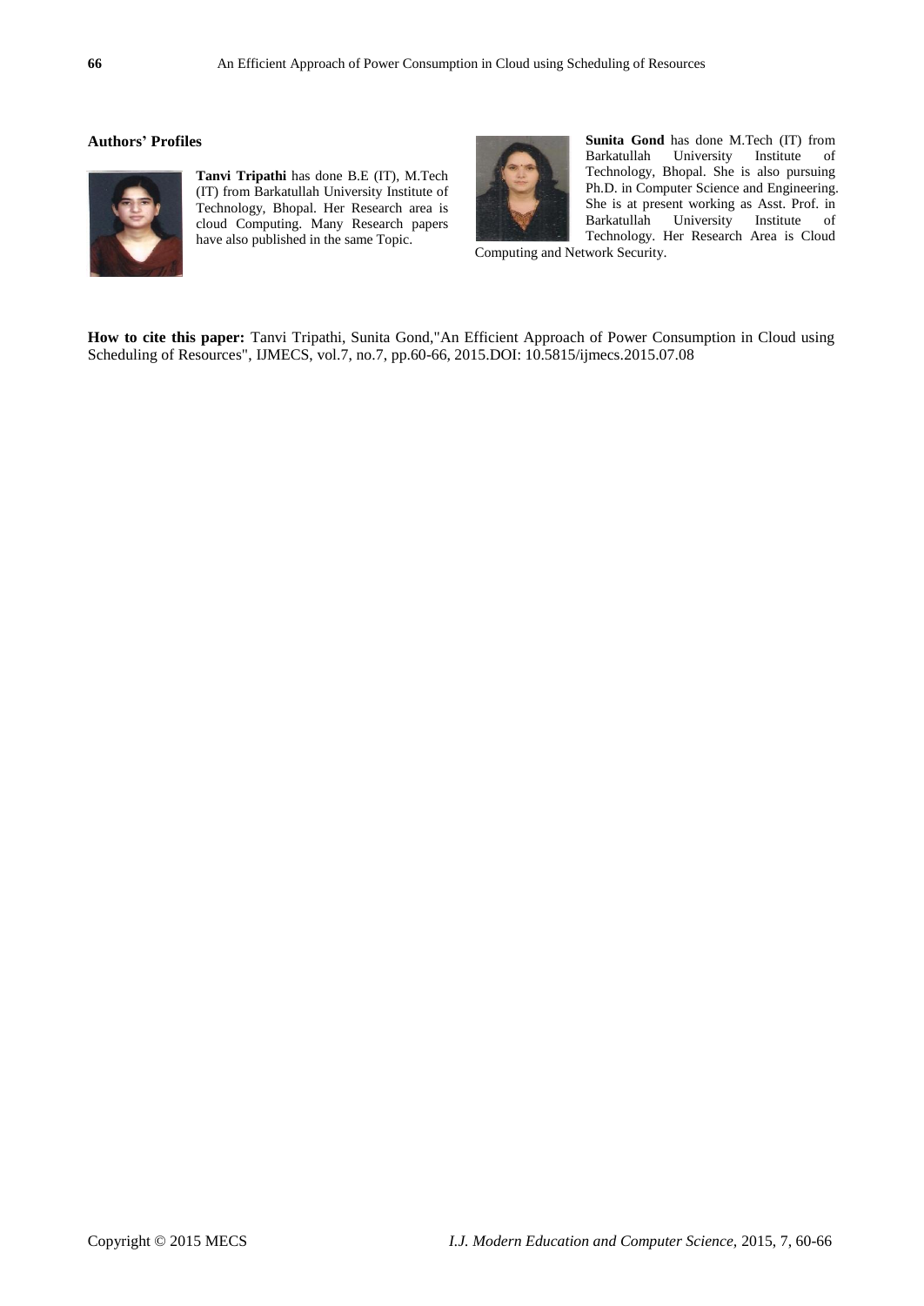**Authors' Profiles**

**Tanvi Tripathi** has done B.E (IT), M.Tech (IT) from Barkatullah University Institute of Technology, Bhopal. Her Research area is cloud Computing. Many Research papers have also published in the same Topic.

**Sunita Gond** has done M.Tech (IT) from Barkatullah University Institute of Technology, Bhopal. She is also pursuing Ph.D. in Computer Science and Engineering. She is at present working as Asst. Prof. in Barkatullah University Institute of Technology. Her Research Area is Cloud Computing and Network Security.

**How to cite this paper:** Tanvi Tripathi, Sunita Gond,"An Efficient Approach of Power Consumption in Cloud using Scheduling of Resources", IJMECS, vol.7, no.7, pp.60-66, 2015.DOI: 10.5815/ijmecs.2015.07.08